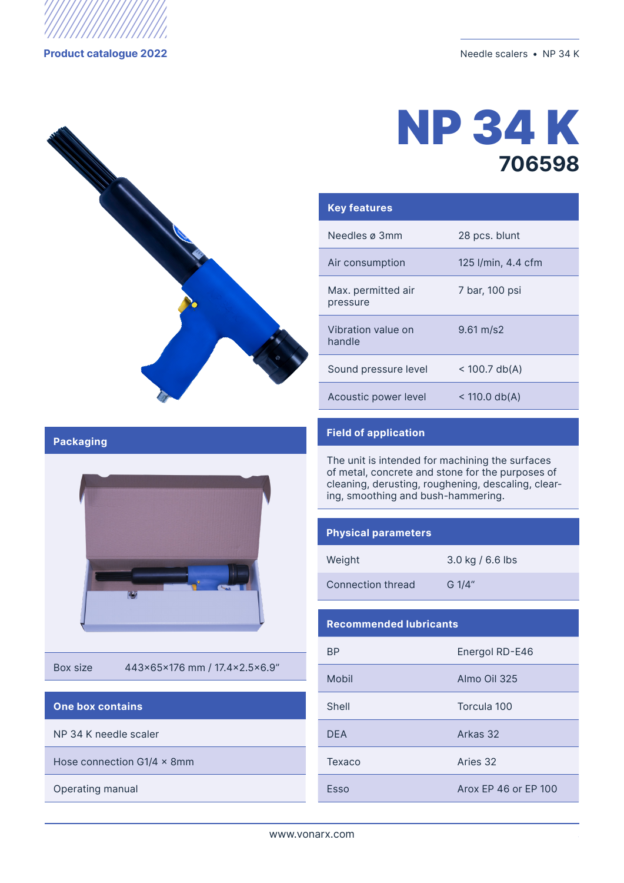Product catalogue 2022

Needle scalers • NP 34 K

# NP 34 K

## 706598

## Key features

| | |
|---|---|
| Needles ø 3mm | 28 pcs. blunt |
| Air consumption | 125 l/min, 4.4 cfm |
| Max. permitted air pressure | 7 bar, 100 psi |
| Vibration value on handle | 9.61 m/s2 |
| Sound pressure level | < 100.7 db(A) |
| Acoustic power level | < 110.0 db(A) |

## Packaging

| | |
|---|---|
| Box size | 443×65×176 mm / 17.4×2.5×6.9" |

## One box contains

- NP 34 K needle scaler
- Hose connection G1/4 × 8mm
- Operating manual

## Field of application

The unit is intended for machining the surfaces of metal, concrete and stone for the purposes of cleaning, derusting, roughening, descaling, clearing, smoothing and bush-hammering.

## Physical parameters

| | |
|---|---|
| Weight | 3.0 kg / 6.6 lbs |
| Connection thread | G 1/4" |

## Recommended lubricants

| | |
|---|---|
| BP | Energol RD-E46 |
| Mobil | Almo Oil 325 |
| Shell | Torcula 100 |
| DEA | Arkas 32 |
| Texaco | Aries 32 |
| Esso | Arox EP 46 or EP 100 |

www.vonarx.com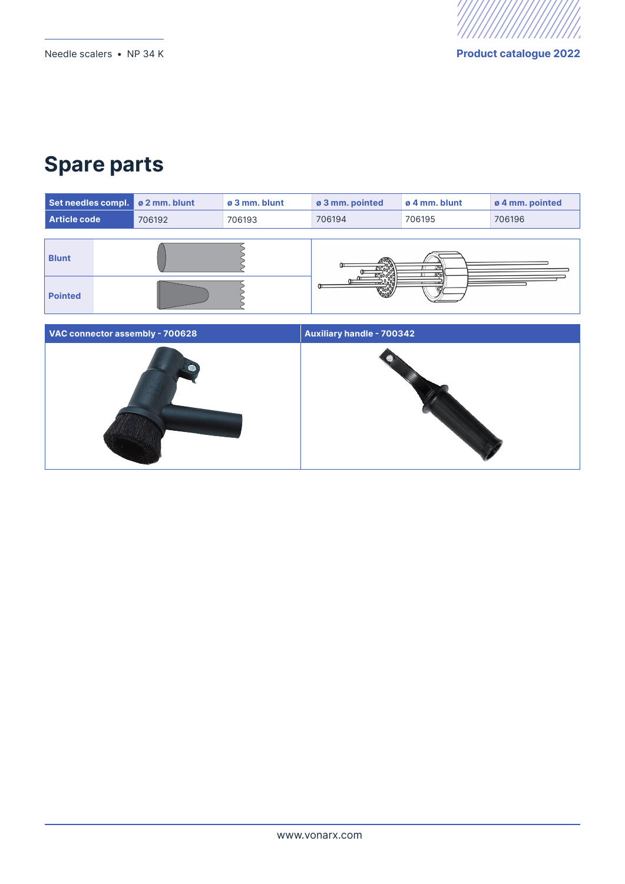# Spare parts

| Set needles compl. | ø 2 mm. blunt | ø 3 mm. blunt | ø 3 mm. pointed | ø 4 mm. blunt | ø 4 mm. pointed |
|---|---|---|---|---|---|
| Article code | 706192 | 706193 | 706194 | 706195 | 706196 |

Blunt

Pointed

VAC connector assembly - 700628

Auxiliary handle - 700342